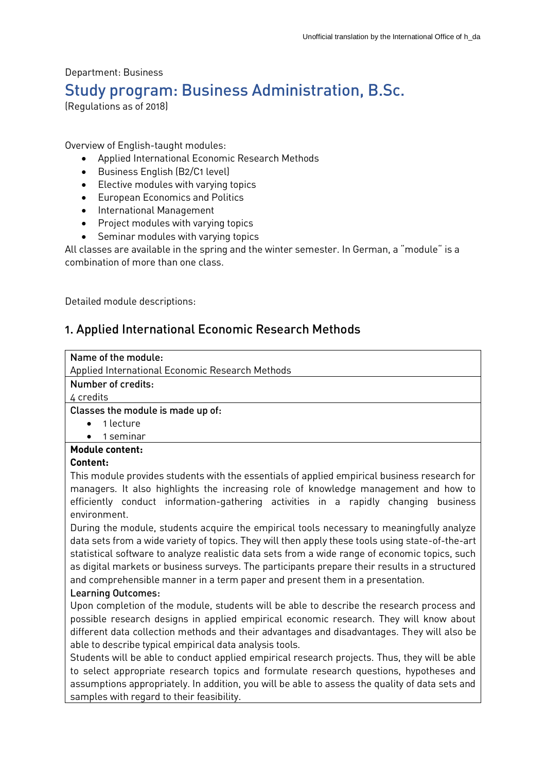Department: Business

# Study program: Business Administration, B.Sc.

(Regulations as of 2018)

Overview of English-taught modules:

- Applied International Economic Research Methods
- Business English (B2/C1 level)
- Elective modules with varying topics
- European Economics and Politics
- International Management
- Project modules with varying topics
- Seminar modules with varying topics

All classes are available in the spring and the winter semester. In German, a "module" is a combination of more than one class.

Detailed module descriptions:

## 1. Applied International Economic Research Methods

**Name of the module:**
Applied International Economic Research Methods

**Number of credits:**
4 credits

**Classes the module is made up of:**

- 1 lecture
- 1 seminar

**Module content:**

**Content:**

This module provides students with the essentials of applied empirical business research for managers. It also highlights the increasing role of knowledge management and how to efficiently conduct information-gathering activities in a rapidly changing business environment.

During the module, students acquire the empirical tools necessary to meaningfully analyze data sets from a wide variety of topics. They will then apply these tools using state-of-the-art statistical software to analyze realistic data sets from a wide range of economic topics, such as digital markets or business surveys. The participants prepare their results in a structured and comprehensible manner in a term paper and present them in a presentation.

**Learning Outcomes:**

Upon completion of the module, students will be able to describe the research process and possible research designs in applied empirical economic research. They will know about different data collection methods and their advantages and disadvantages. They will also be able to describe typical empirical data analysis tools.

Students will be able to conduct applied empirical research projects. Thus, they will be able to select appropriate research topics and formulate research questions, hypotheses and assumptions appropriately. In addition, you will be able to assess the quality of data sets and samples with regard to their feasibility.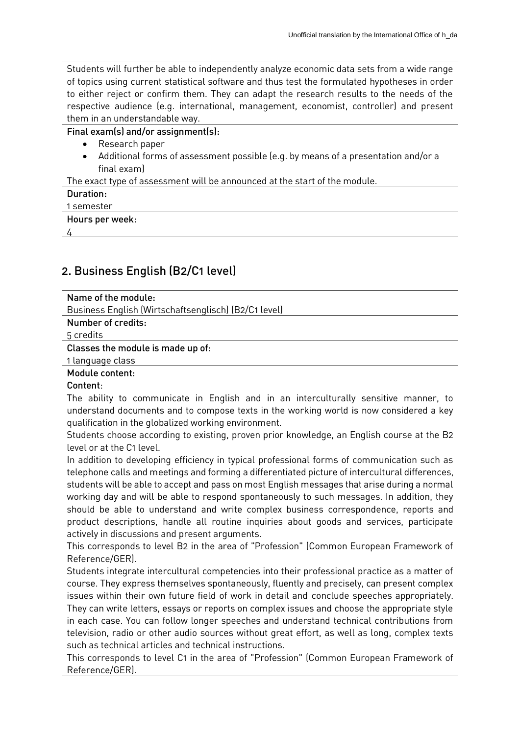Students will further be able to independently analyze economic data sets from a wide range of topics using current statistical software and thus test the formulated hypotheses in order to either reject or confirm them. They can adapt the research results to the needs of the respective audience (e.g. international, management, economist, controller) and present them in an understandable way.

**Final exam(s) and/or assignment(s):**

- Research paper
- Additional forms of assessment possible (e.g. by means of a presentation and/or a final exam)

The exact type of assessment will be announced at the start of the module.

**Duration:**

1 semester

**Hours per week:**

4

## 2. Business English (B2/C1 level)

**Name of the module:**

Business English (Wirtschaftsenglisch) (B2/C1 level)

**Number of credits:**

5 credits

**Classes the module is made up of:**

1 language class

**Module content:**

**Content**:

The ability to communicate in English and in an interculturally sensitive manner, to understand documents and to compose texts in the working world is now considered a key qualification in the globalized working environment.

Students choose according to existing, proven prior knowledge, an English course at the B2 level or at the C1 level.

In addition to developing efficiency in typical professional forms of communication such as telephone calls and meetings and forming a differentiated picture of intercultural differences, students will be able to accept and pass on most English messages that arise during a normal working day and will be able to respond spontaneously to such messages. In addition, they should be able to understand and write complex business correspondence, reports and product descriptions, handle all routine inquiries about goods and services, participate actively in discussions and present arguments.

This corresponds to level B2 in the area of "Profession" (Common European Framework of Reference/GER).

Students integrate intercultural competencies into their professional practice as a matter of course. They express themselves spontaneously, fluently and precisely, can present complex issues within their own future field of work in detail and conclude speeches appropriately. They can write letters, essays or reports on complex issues and choose the appropriate style in each case. You can follow longer speeches and understand technical contributions from television, radio or other audio sources without great effort, as well as long, complex texts such as technical articles and technical instructions.

This corresponds to level C1 in the area of "Profession" (Common European Framework of Reference/GER).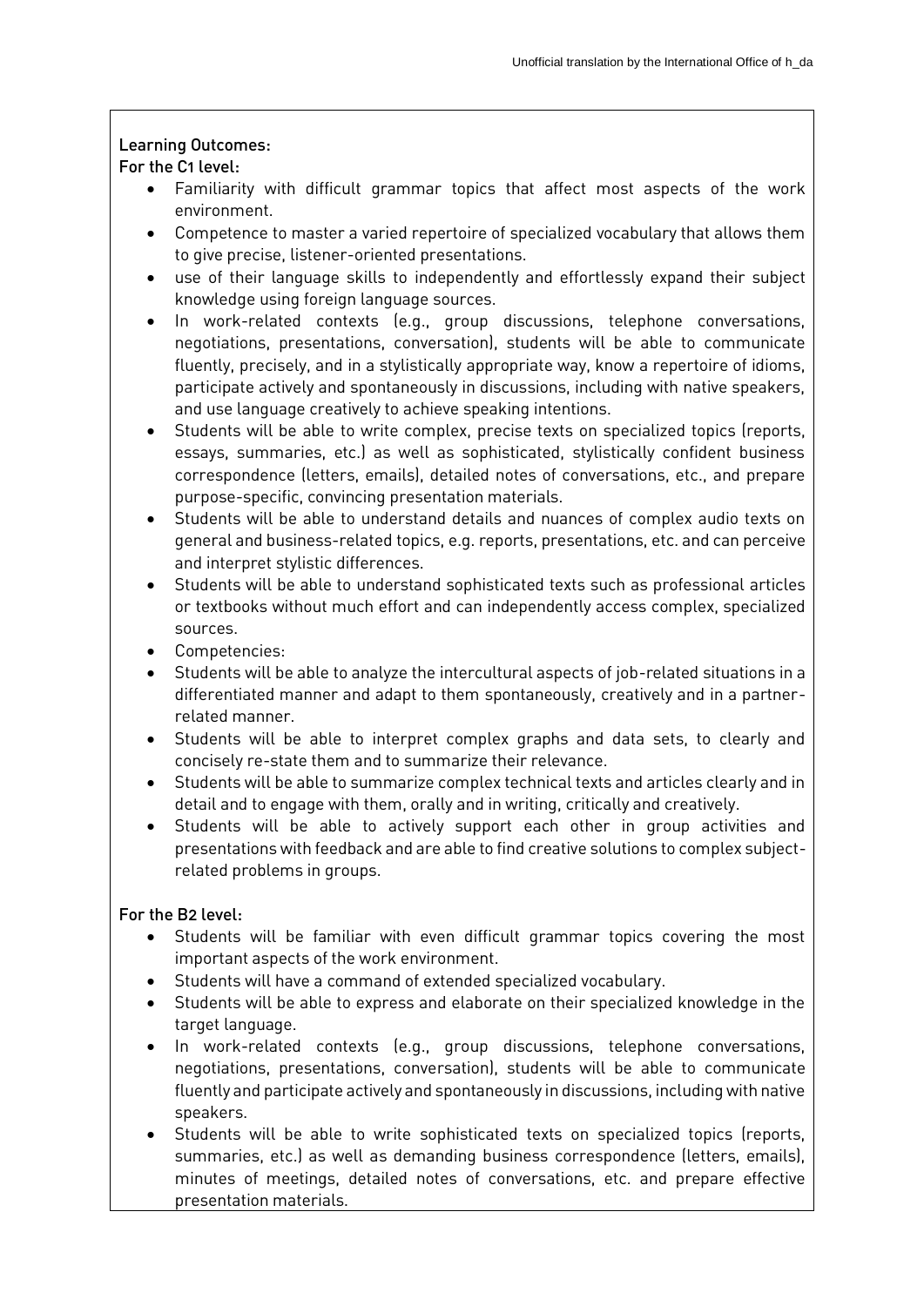**Learning Outcomes:**

**For the C1 level:**

- Familiarity with difficult grammar topics that affect most aspects of the work environment.
- Competence to master a varied repertoire of specialized vocabulary that allows them to give precise, listener-oriented presentations.
- use of their language skills to independently and effortlessly expand their subject knowledge using foreign language sources.
- In work-related contexts (e.g., group discussions, telephone conversations, negotiations, presentations, conversation), students will be able to communicate fluently, precisely, and in a stylistically appropriate way, know a repertoire of idioms, participate actively and spontaneously in discussions, including with native speakers, and use language creatively to achieve speaking intentions.
- Students will be able to write complex, precise texts on specialized topics (reports, essays, summaries, etc.) as well as sophisticated, stylistically confident business correspondence (letters, emails), detailed notes of conversations, etc., and prepare purpose-specific, convincing presentation materials.
- Students will be able to understand details and nuances of complex audio texts on general and business-related topics, e.g. reports, presentations, etc. and can perceive and interpret stylistic differences.
- Students will be able to understand sophisticated texts such as professional articles or textbooks without much effort and can independently access complex, specialized sources.
- Competencies:
- Students will be able to analyze the intercultural aspects of job-related situations in a differentiated manner and adapt to them spontaneously, creatively and in a partner-related manner.
- Students will be able to interpret complex graphs and data sets, to clearly and concisely re-state them and to summarize their relevance.
- Students will be able to summarize complex technical texts and articles clearly and in detail and to engage with them, orally and in writing, critically and creatively.
- Students will be able to actively support each other in group activities and presentations with feedback and are able to find creative solutions to complex subject-related problems in groups.

**For the B2 level:**

- Students will be familiar with even difficult grammar topics covering the most important aspects of the work environment.
- Students will have a command of extended specialized vocabulary.
- Students will be able to express and elaborate on their specialized knowledge in the target language.
- In work-related contexts (e.g., group discussions, telephone conversations, negotiations, presentations, conversation), students will be able to communicate fluently and participate actively and spontaneously in discussions, including with native speakers.
- Students will be able to write sophisticated texts on specialized topics (reports, summaries, etc.) as well as demanding business correspondence (letters, emails), minutes of meetings, detailed notes of conversations, etc. and prepare effective presentation materials.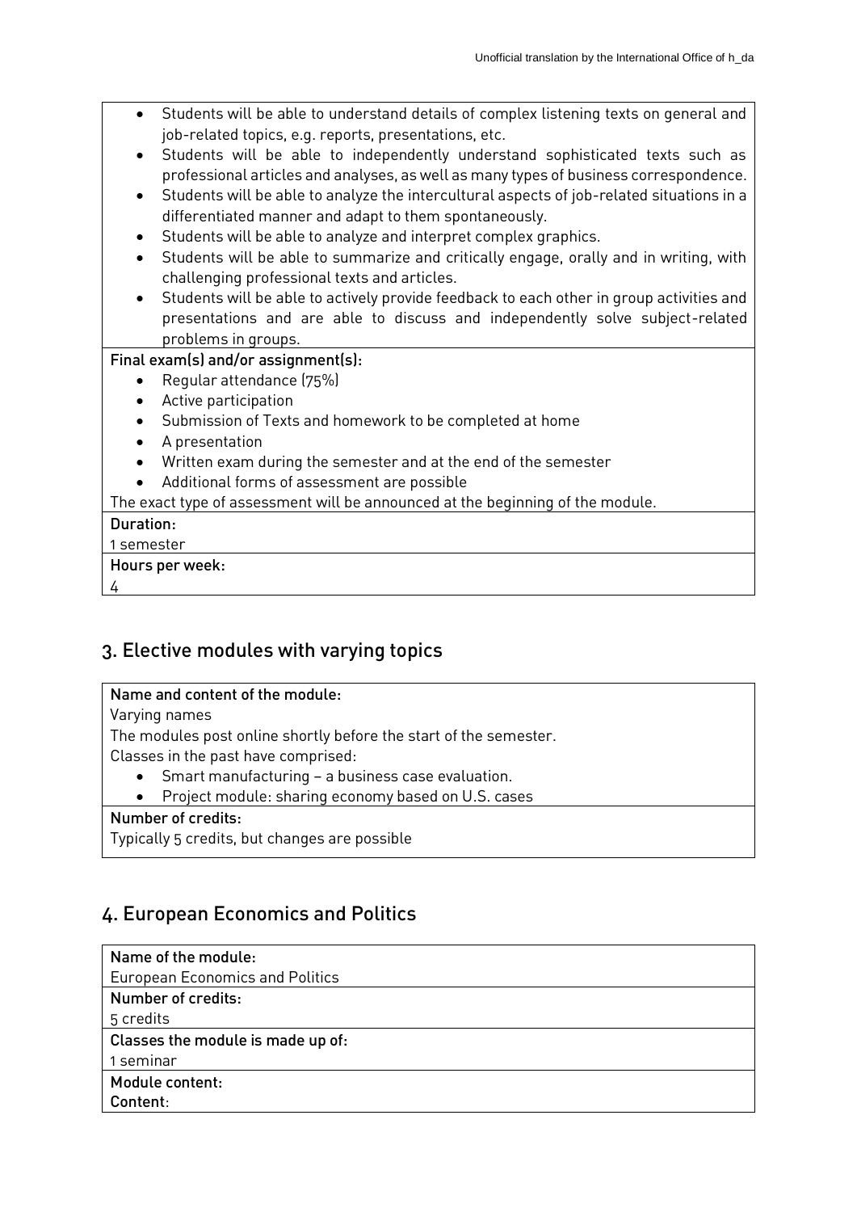- Students will be able to understand details of complex listening texts on general and job-related topics, e.g. reports, presentations, etc.
- Students will be able to independently understand sophisticated texts such as professional articles and analyses, as well as many types of business correspondence.
- Students will be able to analyze the intercultural aspects of job-related situations in a differentiated manner and adapt to them spontaneously.
- Students will be able to analyze and interpret complex graphics.
- Students will be able to summarize and critically engage, orally and in writing, with challenging professional texts and articles.
- Students will be able to actively provide feedback to each other in group activities and presentations and are able to discuss and independently solve subject-related problems in groups.

**Final exam(s) and/or assignment(s):**

- Regular attendance (75%)
- Active participation
- Submission of Texts and homework to be completed at home
- A presentation
- Written exam during the semester and at the end of the semester
- Additional forms of assessment are possible

The exact type of assessment will be announced at the beginning of the module.

**Duration:**

1 semester

**Hours per week:**

4

## 3. Elective modules with varying topics

**Name and content of the module:**

Varying names

The modules post online shortly before the start of the semester.

Classes in the past have comprised:

- Smart manufacturing – a business case evaluation.
- Project module: sharing economy based on U.S. cases

**Number of credits:**

Typically 5 credits, but changes are possible

## 4. European Economics and Politics

**Name of the module:**

European Economics and Politics

**Number of credits:**

5 credits

**Classes the module is made up of:**

1 seminar

**Module content:**

**Content**: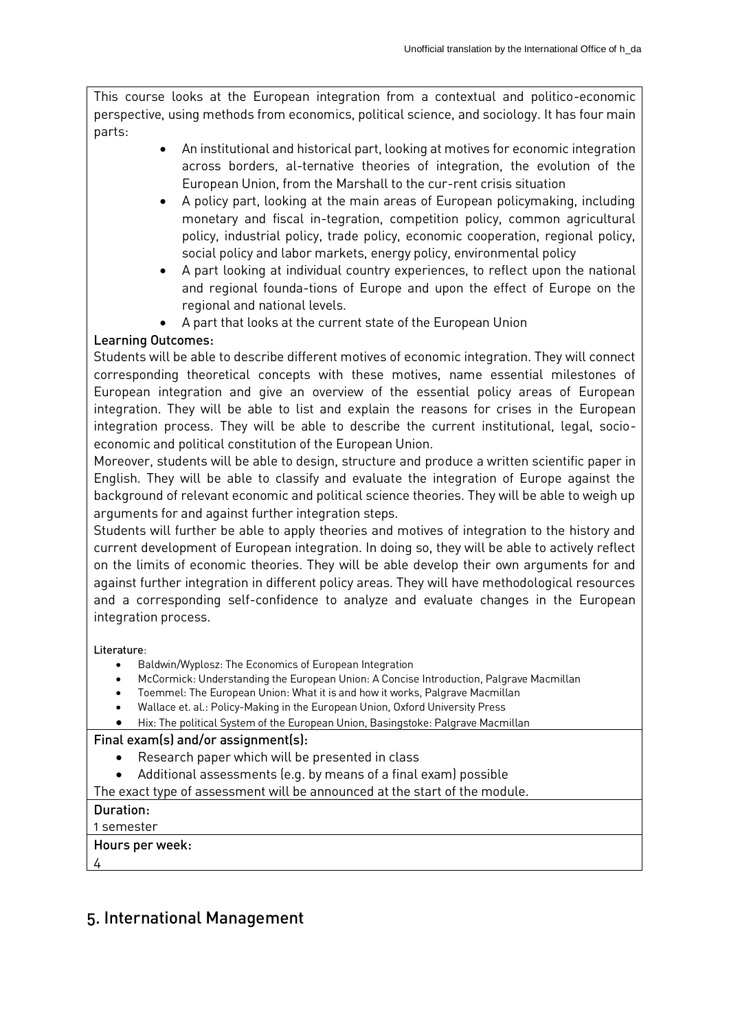This course looks at the European integration from a contextual and politico-economic perspective, using methods from economics, political science, and sociology. It has four main parts:

- An institutional and historical part, looking at motives for economic integration across borders, al-ternative theories of integration, the evolution of the European Union, from the Marshall to the cur-rent crisis situation
- A policy part, looking at the main areas of European policymaking, including monetary and fiscal in-tegration, competition policy, common agricultural policy, industrial policy, trade policy, economic cooperation, regional policy, social policy and labor markets, energy policy, environmental policy
- A part looking at individual country experiences, to reflect upon the national and regional founda-tions of Europe and upon the effect of Europe on the regional and national levels.
- A part that looks at the current state of the European Union

**Learning Outcomes:**

Students will be able to describe different motives of economic integration. They will connect corresponding theoretical concepts with these motives, name essential milestones of European integration and give an overview of the essential policy areas of European integration. They will be able to list and explain the reasons for crises in the European integration process. They will be able to describe the current institutional, legal, socio-economic and political constitution of the European Union.

Moreover, students will be able to design, structure and produce a written scientific paper in English. They will be able to classify and evaluate the integration of Europe against the background of relevant economic and political science theories. They will be able to weigh up arguments for and against further integration steps.

Students will further be able to apply theories and motives of integration to the history and current development of European integration. In doing so, they will be able to actively reflect on the limits of economic theories. They will be able develop their own arguments for and against further integration in different policy areas. They will have methodological resources and a corresponding self-confidence to analyze and evaluate changes in the European integration process.

**Literature**:

- Baldwin/Wyplosz: The Economics of European Integration
- McCormick: Understanding the European Union: A Concise Introduction, Palgrave Macmillan
- Toemmel: The European Union: What it is and how it works, Palgrave Macmillan
- Wallace et. al.: Policy-Making in the European Union, Oxford University Press
- Hix: The political System of the European Union, Basingstoke: Palgrave Macmillan

**Final exam(s) and/or assignment(s):**

- Research paper which will be presented in class
- Additional assessments (e.g. by means of a final exam) possible

The exact type of assessment will be announced at the start of the module.

**Duration:**

1 semester

**Hours per week:**

4

## 5. International Management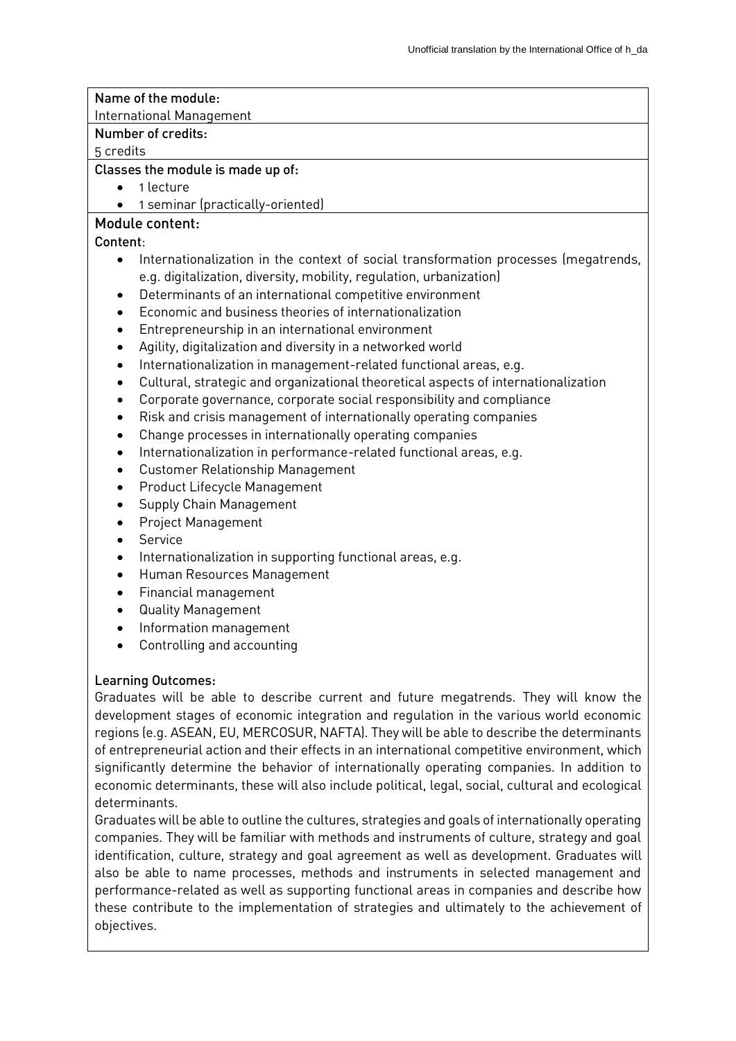**Name of the module:**
International Management

**Number of credits:**
5 credits

**Classes the module is made up of:**

- 1 lecture
- 1 seminar (practically-oriented)

**Module content:**

**Content**:

- Internationalization in the context of social transformation processes (megatrends, e.g. digitalization, diversity, mobility, regulation, urbanization)
- Determinants of an international competitive environment
- Economic and business theories of internationalization
- Entrepreneurship in an international environment
- Agility, digitalization and diversity in a networked world
- Internationalization in management-related functional areas, e.g.
- Cultural, strategic and organizational theoretical aspects of internationalization
- Corporate governance, corporate social responsibility and compliance
- Risk and crisis management of internationally operating companies
- Change processes in internationally operating companies
- Internationalization in performance-related functional areas, e.g.
- Customer Relationship Management
- Product Lifecycle Management
- Supply Chain Management
- Project Management
- Service
- Internationalization in supporting functional areas, e.g.
- Human Resources Management
- Financial management
- Quality Management
- Information management
- Controlling and accounting

**Learning Outcomes:**

Graduates will be able to describe current and future megatrends. They will know the development stages of economic integration and regulation in the various world economic regions (e.g. ASEAN, EU, MERCOSUR, NAFTA). They will be able to describe the determinants of entrepreneurial action and their effects in an international competitive environment, which significantly determine the behavior of internationally operating companies. In addition to economic determinants, these will also include political, legal, social, cultural and ecological determinants.

Graduates will be able to outline the cultures, strategies and goals of internationally operating companies. They will be familiar with methods and instruments of culture, strategy and goal identification, culture, strategy and goal agreement as well as development. Graduates will also be able to name processes, methods and instruments in selected management and performance-related as well as supporting functional areas in companies and describe how these contribute to the implementation of strategies and ultimately to the achievement of objectives.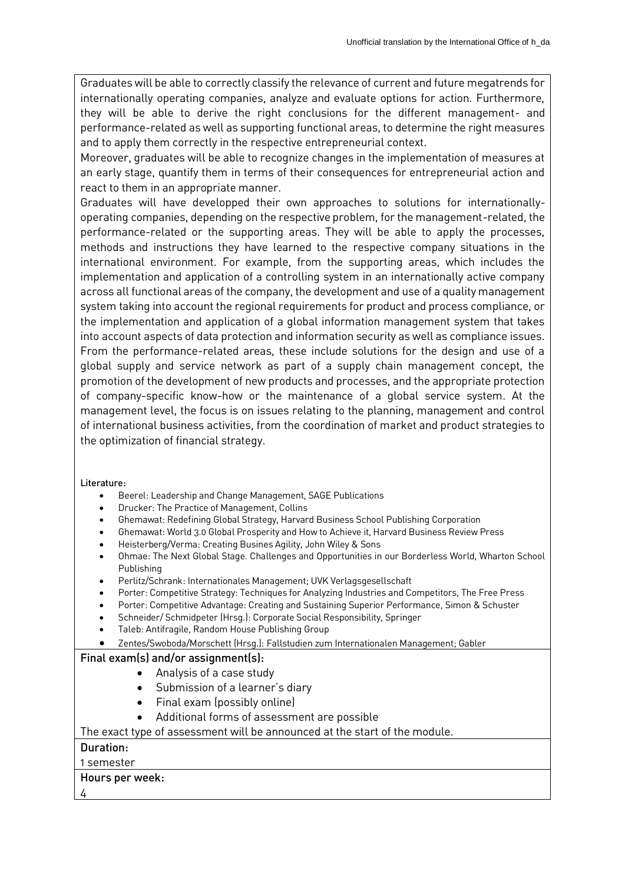Graduates will be able to correctly classify the relevance of current and future megatrends for internationally operating companies, analyze and evaluate options for action. Furthermore, they will be able to derive the right conclusions for the different management- and performance-related as well as supporting functional areas, to determine the right measures and to apply them correctly in the respective entrepreneurial context.

Moreover, graduates will be able to recognize changes in the implementation of measures at an early stage, quantify them in terms of their consequences for entrepreneurial action and react to them in an appropriate manner.

Graduates will have developped their own approaches to solutions for internationally-operating companies, depending on the respective problem, for the management-related, the performance-related or the supporting areas. They will be able to apply the processes, methods and instructions they have learned to the respective company situations in the international environment. For example, from the supporting areas, which includes the implementation and application of a controlling system in an internationally active company across all functional areas of the company, the development and use of a quality management system taking into account the regional requirements for product and process compliance, or the implementation and application of a global information management system that takes into account aspects of data protection and information security as well as compliance issues. From the performance-related areas, these include solutions for the design and use of a global supply and service network as part of a supply chain management concept, the promotion of the development of new products and processes, and the appropriate protection of company-specific know-how or the maintenance of a global service system. At the management level, the focus is on issues relating to the planning, management and control of international business activities, from the coordination of market and product strategies to the optimization of financial strategy.

Literature:

- Beerel: Leadership and Change Management, SAGE Publications
- Drucker: The Practice of Management, Collins
- Ghemawat: Redefining Global Strategy, Harvard Business School Publishing Corporation
- Ghemawat: World 3.0 Global Prosperity and How to Achieve it, Harvard Business Review Press
- Heisterberg/Verma: Creating Busines Agility, John Wiley & Sons
- Ohmae: The Next Global Stage. Challenges and Opportunities in our Borderless World, Wharton School Publishing
- Perlitz/Schrank: Internationales Management; UVK Verlagsgesellschaft
- Porter: Competitive Strategy: Techniques for Analyzing Industries and Competitors, The Free Press
- Porter: Competitive Advantage: Creating and Sustaining Superior Performance, Simon & Schuster
- Schneider/ Schmidpeter (Hrsg.): Corporate Social Responsibility, Springer
- Taleb: Antifragile, Random House Publishing Group
- Zentes/Swoboda/Morschett (Hrsg.): Fallstudien zum Internationalen Management; Gabler

**Final exam(s) and/or assignment(s):**

- Analysis of a case study
- Submission of a learner's diary
- Final exam (possibly online)
- Additional forms of assessment are possible

The exact type of assessment will be announced at the start of the module.

**Duration:**

1 semester

**Hours per week:**

4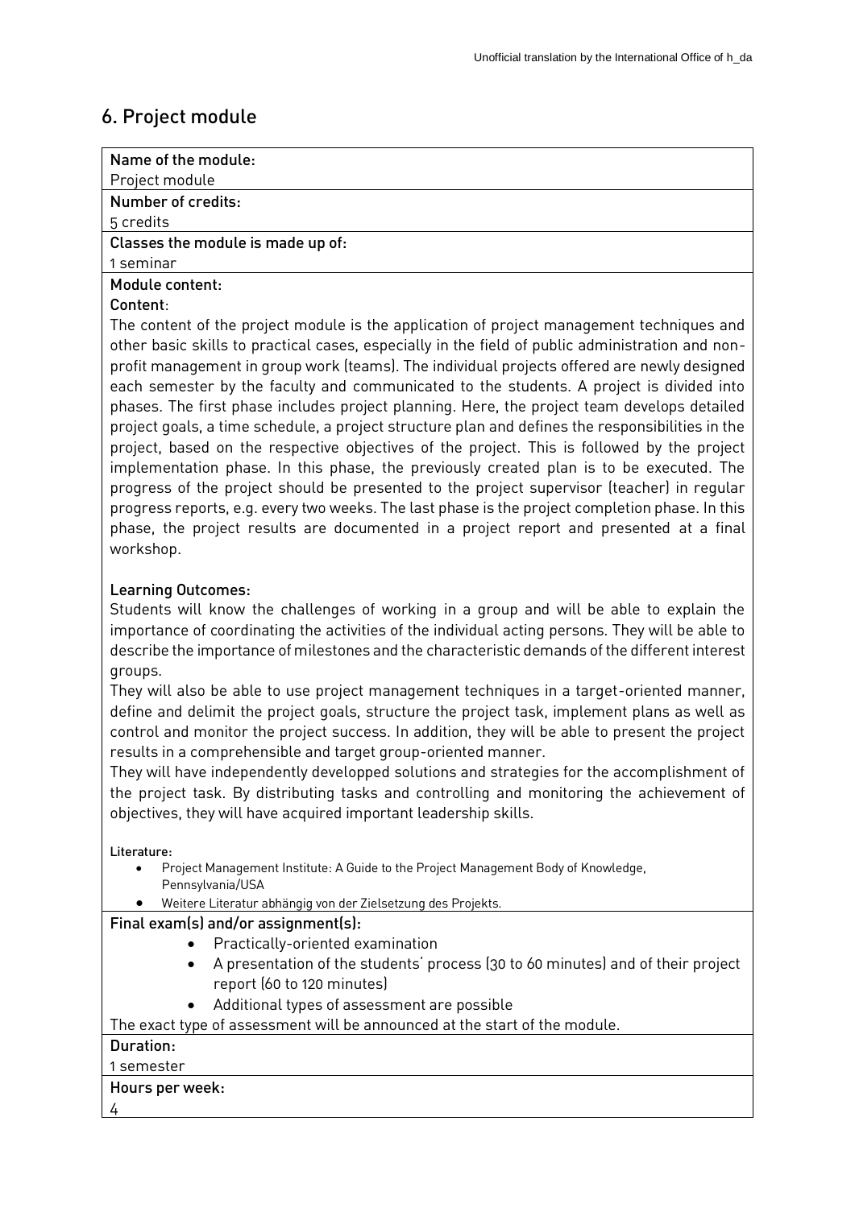## 6. Project module

**Name of the module:**
Project module

**Number of credits:**
5 credits

**Classes the module is made up of:**
1 seminar

**Module content:**

**Content**:

The content of the project module is the application of project management techniques and other basic skills to practical cases, especially in the field of public administration and non-profit management in group work (teams). The individual projects offered are newly designed each semester by the faculty and communicated to the students. A project is divided into phases. The first phase includes project planning. Here, the project team develops detailed project goals, a time schedule, a project structure plan and defines the responsibilities in the project, based on the respective objectives of the project. This is followed by the project implementation phase. In this phase, the previously created plan is to be executed. The progress of the project should be presented to the project supervisor (teacher) in regular progress reports, e.g. every two weeks. The last phase is the project completion phase. In this phase, the project results are documented in a project report and presented at a final workshop.

**Learning Outcomes:**

Students will know the challenges of working in a group and will be able to explain the importance of coordinating the activities of the individual acting persons. They will be able to describe the importance of milestones and the characteristic demands of the different interest groups.

They will also be able to use project management techniques in a target-oriented manner, define and delimit the project goals, structure the project task, implement plans as well as control and monitor the project success. In addition, they will be able to present the project results in a comprehensible and target group-oriented manner.

They will have independently developped solutions and strategies for the accomplishment of the project task. By distributing tasks and controlling and monitoring the achievement of objectives, they will have acquired important leadership skills.

**Literature:**

- Project Management Institute: A Guide to the Project Management Body of Knowledge, Pennsylvania/USA
- Weitere Literatur abhängig von der Zielsetzung des Projekts.

**Final exam(s) and/or assignment(s):**

- Practically-oriented examination
- A presentation of the students' process (30 to 60 minutes) and of their project report (60 to 120 minutes)
- Additional types of assessment are possible

The exact type of assessment will be announced at the start of the module.

**Duration:**
1 semester

**Hours per week:**
4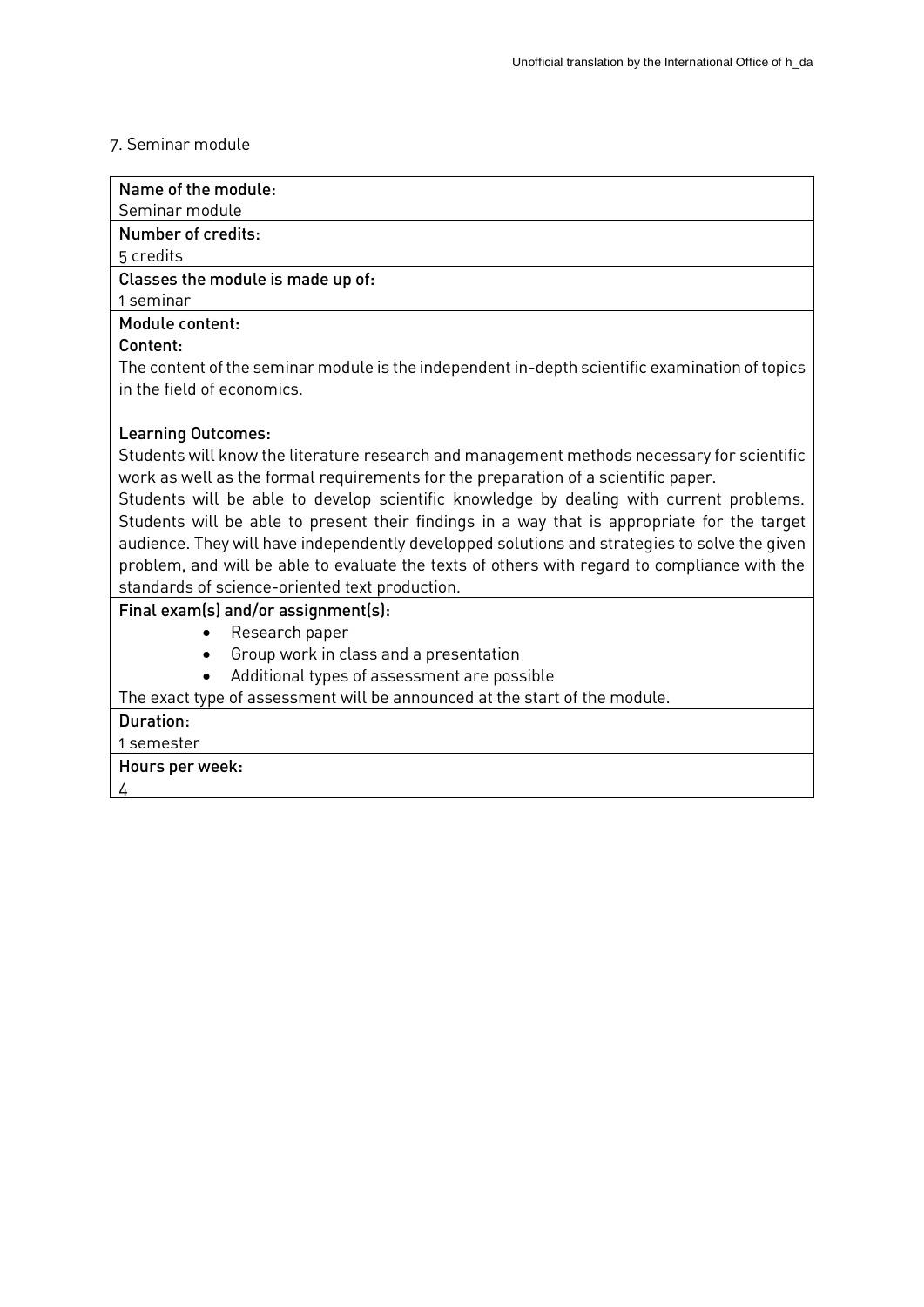## 7. Seminar module

**Name of the module:**
Seminar module

**Number of credits:**
5 credits

**Classes the module is made up of:**
1 seminar

**Module content:**

**Content:**
The content of the seminar module is the independent in-depth scientific examination of topics in the field of economics.

**Learning Outcomes:**
Students will know the literature research and management methods necessary for scientific work as well as the formal requirements for the preparation of a scientific paper.
Students will be able to develop scientific knowledge by dealing with current problems. Students will be able to present their findings in a way that is appropriate for the target audience. They will have independently developped solutions and strategies to solve the given problem, and will be able to evaluate the texts of others with regard to compliance with the standards of science-oriented text production.

**Final exam(s) and/or assignment(s):**

- Research paper
- Group work in class and a presentation
- Additional types of assessment are possible

The exact type of assessment will be announced at the start of the module.

**Duration:**
1 semester

**Hours per week:**
4